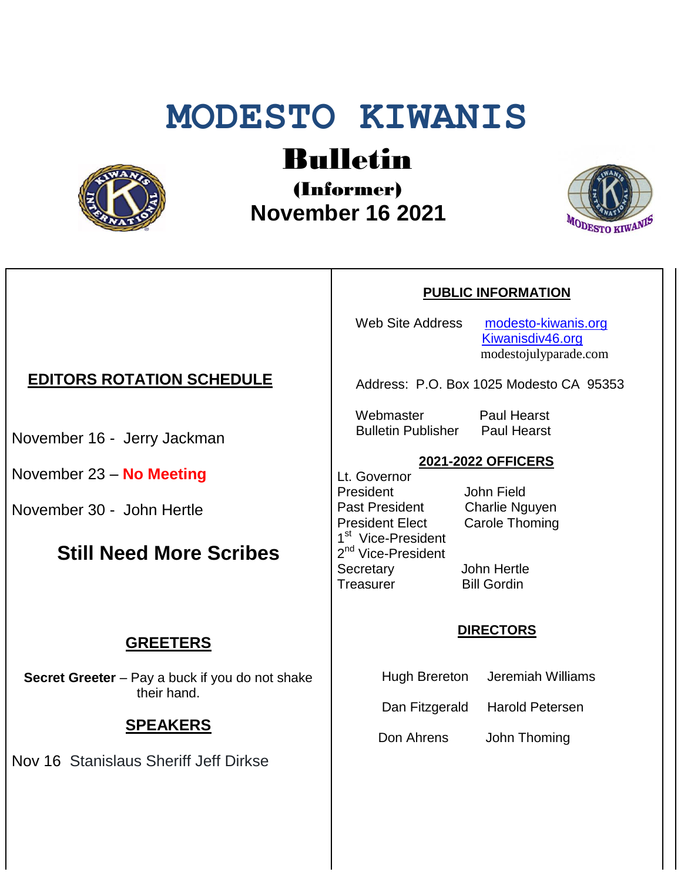# MODESTO KIWANIS

## Bulletin

### (Informer)

### November 16 2021

## EDITORS ROTATION SCHEDULE

November 16 - Jerry Jackman

November 23 – **No Meeting**

November 30 - John Hertle

**Still Need More Scribes**

## GREETERS

**Secret Greeter** – Pay a buck if you do not shake their hand.

## SPEAKERS

Nov 16 Stanislaus Sheriff Jeff Dirkse

## PUBLIC INFORMATION

Web Site Address: modesto-kiwanis.org
Kiwanisdiv46.org
modestojulyparade.com

Address: P.O. Box 1025 Modesto CA 95353

| | |
|---|---|
| Webmaster | Paul Hearst |
| Bulletin Publisher | Paul Hearst |

## 2021-2022 OFFICERS

| | |
|---|---|
| Lt. Governor | |
| President | John Field |
| Past President | Charlie Nguyen |
| President Elect | Carole Thoming |
| 1st Vice-President | |
| 2nd Vice-President | |
| Secretary | John Hertle |
| Treasurer | Bill Gordin |

## DIRECTORS

| | |
|---|---|
| Hugh Brereton | Jeremiah Williams |
| Dan Fitzgerald | Harold Petersen |
| Don Ahrens | John Thoming |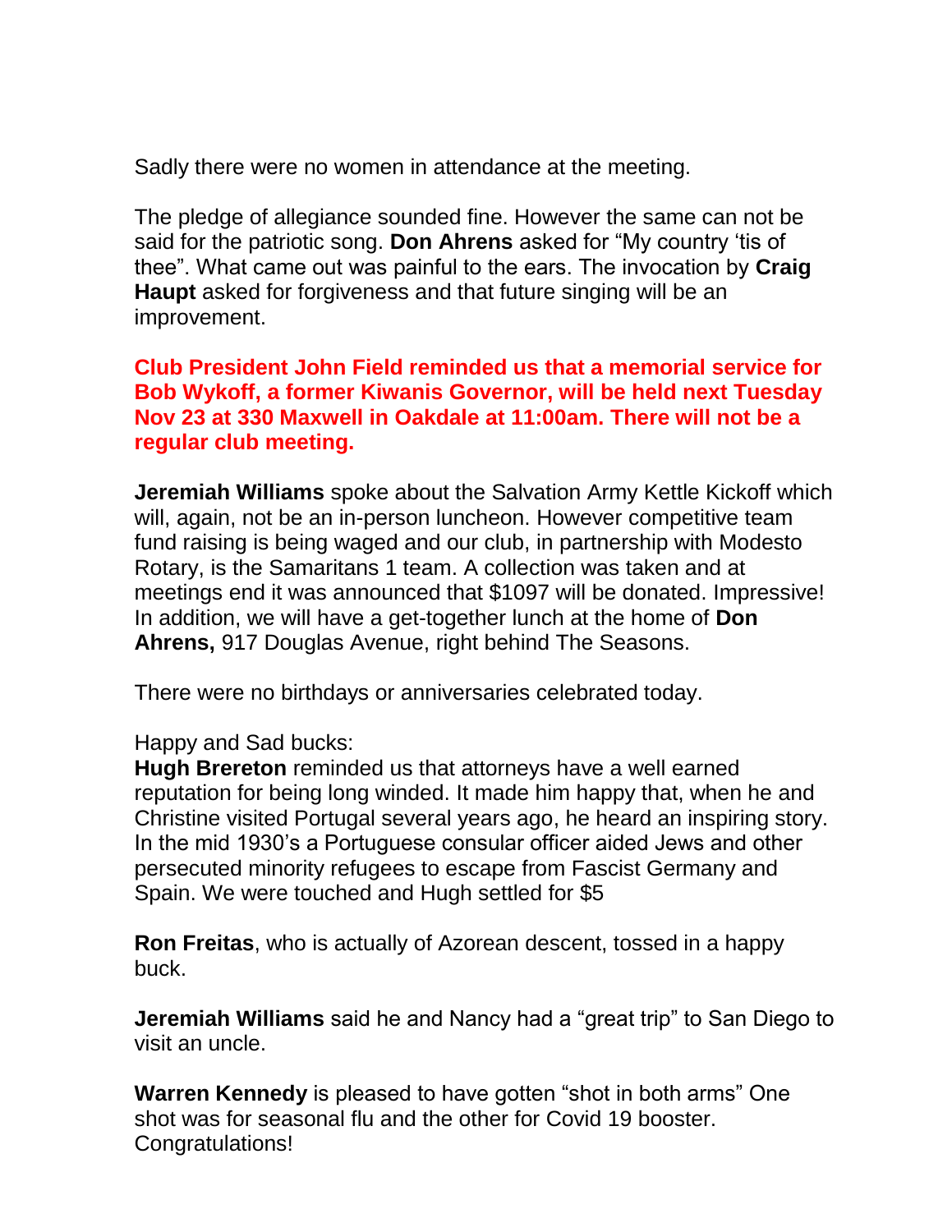Sadly there were no women in attendance at the meeting.

The pledge of allegiance sounded fine. However the same can not be said for the patriotic song. **Don Ahrens** asked for “My country ‘tis of thee”. What came out was painful to the ears. The invocation by **Craig Haupt** asked for forgiveness and that future singing will be an improvement.

**Club President John Field reminded us that a memorial service for Bob Wykoff, a former Kiwanis Governor, will be held next Tuesday Nov 23 at 330 Maxwell in Oakdale at 11:00am. There will not be a regular club meeting.**

**Jeremiah Williams** spoke about the Salvation Army Kettle Kickoff which will, again, not be an in-person luncheon. However competitive team fund raising is being waged and our club, in partnership with Modesto Rotary, is the Samaritans 1 team. A collection was taken and at meetings end it was announced that $1097 will be donated. Impressive! In addition, we will have a get-together lunch at the home of **Don Ahrens,** 917 Douglas Avenue, right behind The Seasons.

There were no birthdays or anniversaries celebrated today.

Happy and Sad bucks:
**Hugh Brereton** reminded us that attorneys have a well earned reputation for being long winded. It made him happy that, when he and Christine visited Portugal several years ago, he heard an inspiring story. In the mid 1930’s a Portuguese consular officer aided Jews and other persecuted minority refugees to escape from Fascist Germany and Spain. We were touched and Hugh settled for $5

**Ron Freitas**, who is actually of Azorean descent, tossed in a happy buck.

**Jeremiah Williams** said he and Nancy had a “great trip” to San Diego to visit an uncle.

**Warren Kennedy** is pleased to have gotten “shot in both arms” One shot was for seasonal flu and the other for Covid 19 booster. Congratulations!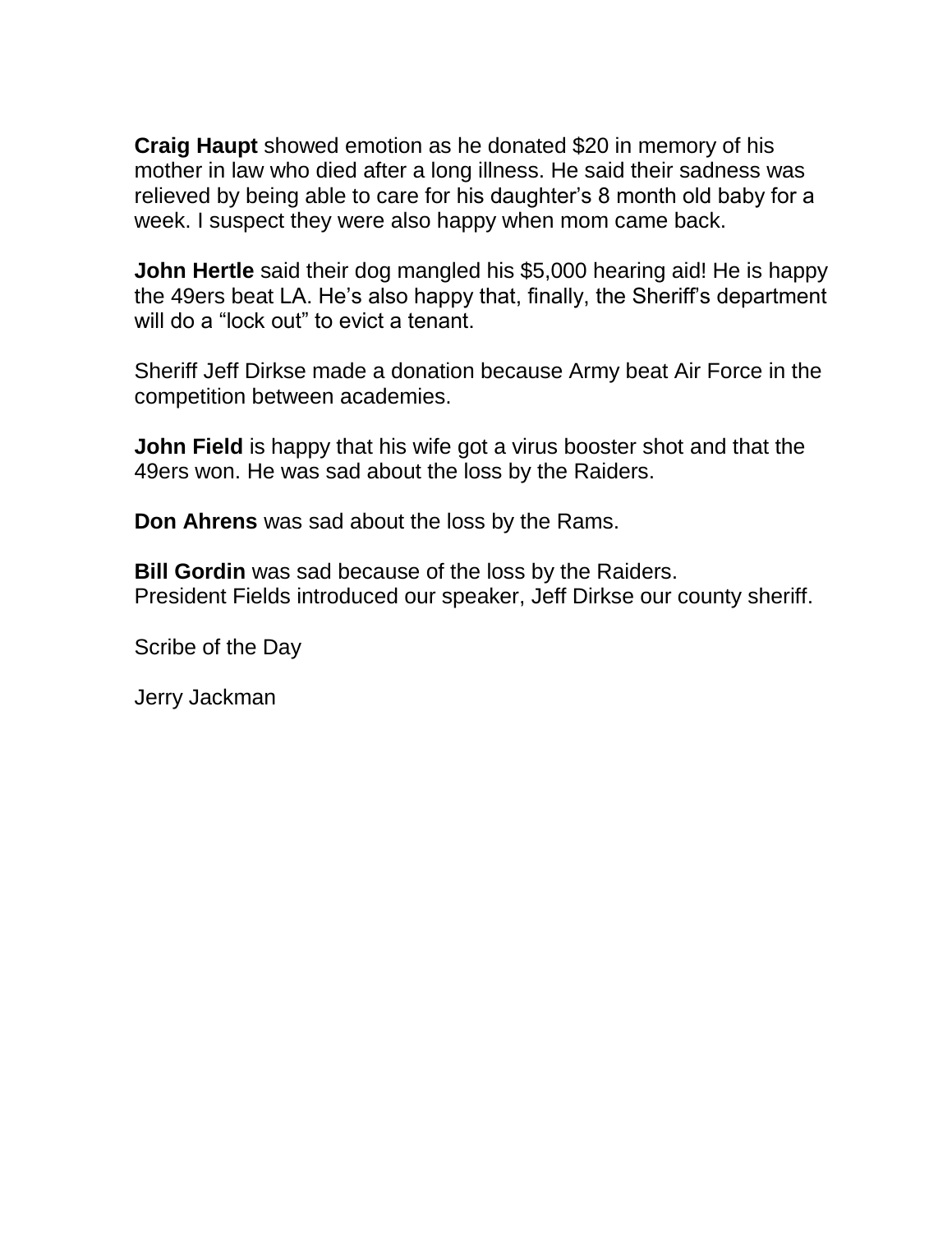**Craig Haupt** showed emotion as he donated $20 in memory of his mother in law who died after a long illness. He said their sadness was relieved by being able to care for his daughter's 8 month old baby for a week. I suspect they were also happy when mom came back.

**John Hertle** said their dog mangled his $5,000 hearing aid! He is happy the 49ers beat LA. He's also happy that, finally, the Sheriff's department will do a "lock out" to evict a tenant.

Sheriff Jeff Dirkse made a donation because Army beat Air Force in the competition between academies.

**John Field** is happy that his wife got a virus booster shot and that the 49ers won. He was sad about the loss by the Raiders.

**Don Ahrens** was sad about the loss by the Rams.

**Bill Gordin** was sad because of the loss by the Raiders.
President Fields introduced our speaker, Jeff Dirkse our county sheriff.

Scribe of the Day

Jerry Jackman